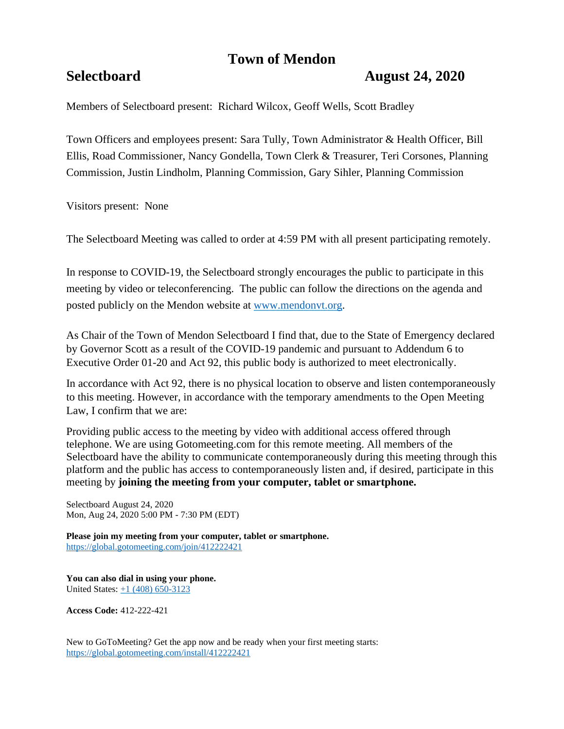# Town of Mendon

## Selectboard August 24, 2020

Members of Selectboard present: Richard Wilcox, Geoff Wells, Scott Bradley

Town Officers and employees present: Sara Tully, Town Administrator & Health Officer, Bill Ellis, Road Commissioner, Nancy Gondella, Town Clerk & Treasurer, Teri Corsones, Planning Commission, Justin Lindholm, Planning Commission, Gary Sihler, Planning Commission

Visitors present: None

The Selectboard Meeting was called to order at 4:59 PM with all present participating remotely.

In response to COVID-19, the Selectboard strongly encourages the public to participate in this meeting by video or teleconferencing. The public can follow the directions on the agenda and posted publicly on the Mendon website at [www.mendonvt.org](http://www.mendonvt.org).

As Chair of the Town of Mendon Selectboard I find that, due to the State of Emergency declared by Governor Scott as a result of the COVID-19 pandemic and pursuant to Addendum 6 to Executive Order 01-20 and Act 92, this public body is authorized to meet electronically.

In accordance with Act 92, there is no physical location to observe and listen contemporaneously to this meeting. However, in accordance with the temporary amendments to the Open Meeting Law, I confirm that we are:

Providing public access to the meeting by video with additional access offered through telephone. We are using Gotomeeting.com for this remote meeting. All members of the Selectboard have the ability to communicate contemporaneously during this meeting through this platform and the public has access to contemporaneously listen and, if desired, participate in this meeting by **joining the meeting from your computer, tablet or smartphone.**

Selectboard August 24, 2020
Mon, Aug 24, 2020 5:00 PM - 7:30 PM (EDT)

**Please join my meeting from your computer, tablet or smartphone.**
[https://global.gotomeeting.com/join/412222421](https://global.gotomeeting.com/join/412222421)

**You can also dial in using your phone.**
United States: [+1 (408) 650-3123](tel:+14086503123)

**Access Code:** 412-222-421

New to GoToMeeting? Get the app now and be ready when your first meeting starts:
[https://global.gotomeeting.com/install/412222421](https://global.gotomeeting.com/install/412222421)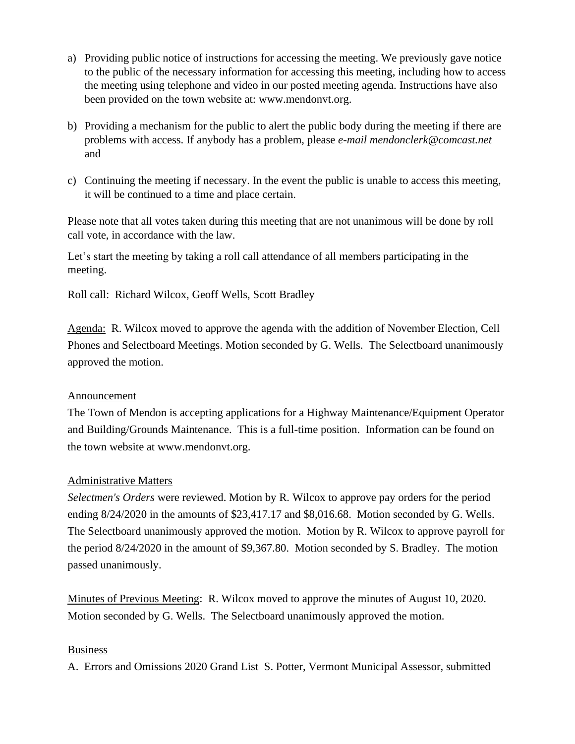a) Providing public notice of instructions for accessing the meeting. We previously gave notice to the public of the necessary information for accessing this meeting, including how to access the meeting using telephone and video in our posted meeting agenda. Instructions have also been provided on the town website at: www.mendonvt.org.

b) Providing a mechanism for the public to alert the public body during the meeting if there are problems with access. If anybody has a problem, please *e-mail mendonclerk@comcast.net* and

c) Continuing the meeting if necessary. In the event the public is unable to access this meeting, it will be continued to a time and place certain.

Please note that all votes taken during this meeting that are not unanimous will be done by roll call vote, in accordance with the law.

Let's start the meeting by taking a roll call attendance of all members participating in the meeting.

Roll call: Richard Wilcox, Geoff Wells, Scott Bradley

<u>Agenda:</u> R. Wilcox moved to approve the agenda with the addition of November Election, Cell Phones and Selectboard Meetings. Motion seconded by G. Wells. The Selectboard unanimously approved the motion.

<u>Announcement</u>

The Town of Mendon is accepting applications for a Highway Maintenance/Equipment Operator and Building/Grounds Maintenance. This is a full-time position. Information can be found on the town website at www.mendonvt.org.

<u>Administrative Matters</u>

*Selectmen's Orders* were reviewed. Motion by R. Wilcox to approve pay orders for the period ending 8/24/2020 in the amounts of $23,417.17 and $8,016.68. Motion seconded by G. Wells. The Selectboard unanimously approved the motion. Motion by R. Wilcox to approve payroll for the period 8/24/2020 in the amount of $9,367.80. Motion seconded by S. Bradley. The motion passed unanimously.

<u>Minutes of Previous Meeting</u>: R. Wilcox moved to approve the minutes of August 10, 2020. Motion seconded by G. Wells. The Selectboard unanimously approved the motion.

<u>Business</u>

A. Errors and Omissions 2020 Grand List S. Potter, Vermont Municipal Assessor, submitted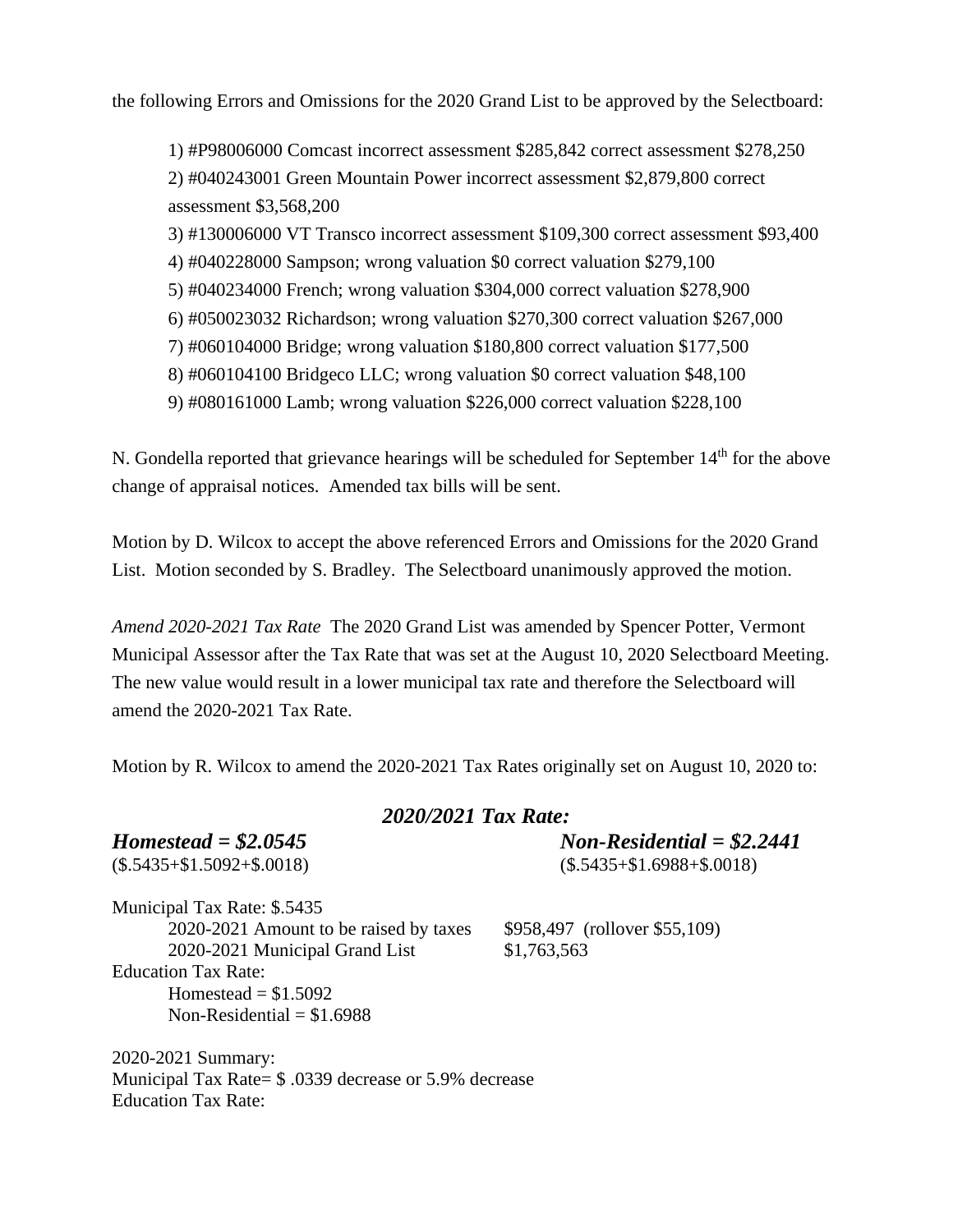the following Errors and Omissions for the 2020 Grand List to be approved by the Selectboard:

1) #P98006000 Comcast incorrect assessment $285,842 correct assessment $278,250
2) #040243001 Green Mountain Power incorrect assessment $2,879,800 correct assessment $3,568,200
3) #130006000 VT Transco incorrect assessment $109,300 correct assessment $93,400
4) #040228000 Sampson; wrong valuation $0 correct valuation $279,100
5) #040234000 French; wrong valuation $304,000 correct valuation $278,900
6) #050023032 Richardson; wrong valuation $270,300 correct valuation $267,000
7) #060104000 Bridge; wrong valuation $180,800 correct valuation $177,500
8) #060104100 Bridgeco LLC; wrong valuation $0 correct valuation $48,100
9) #080161000 Lamb; wrong valuation $226,000 correct valuation $228,100

N. Gondella reported that grievance hearings will be scheduled for September 14th for the above change of appraisal notices. Amended tax bills will be sent.

Motion by D. Wilcox to accept the above referenced Errors and Omissions for the 2020 Grand List. Motion seconded by S. Bradley. The Selectboard unanimously approved the motion.

*Amend 2020-2021 Tax Rate* The 2020 Grand List was amended by Spencer Potter, Vermont Municipal Assessor after the Tax Rate that was set at the August 10, 2020 Selectboard Meeting. The new value would result in a lower municipal tax rate and therefore the Selectboard will amend the 2020-2021 Tax Rate.

Motion by R. Wilcox to amend the 2020-2021 Tax Rates originally set on August 10, 2020 to:

***2020/2021 Tax Rate:***

***Homestead = $2.0545*** ($.5435+$1.5092+$.0018)

***Non-Residential = $2.2441*** ($.5435+$1.6988+$.0018)

Municipal Tax Rate: $.5435
- 2020-2021 Amount to be raised by taxes: $958,497 (rollover $55,109)
- 2020-2021 Municipal Grand List: $1,763,563

Education Tax Rate:
- Homestead = $1.5092
- Non-Residential = $1.6988

2020-2021 Summary:
Municipal Tax Rate= $ .0339 decrease or 5.9% decrease
Education Tax Rate: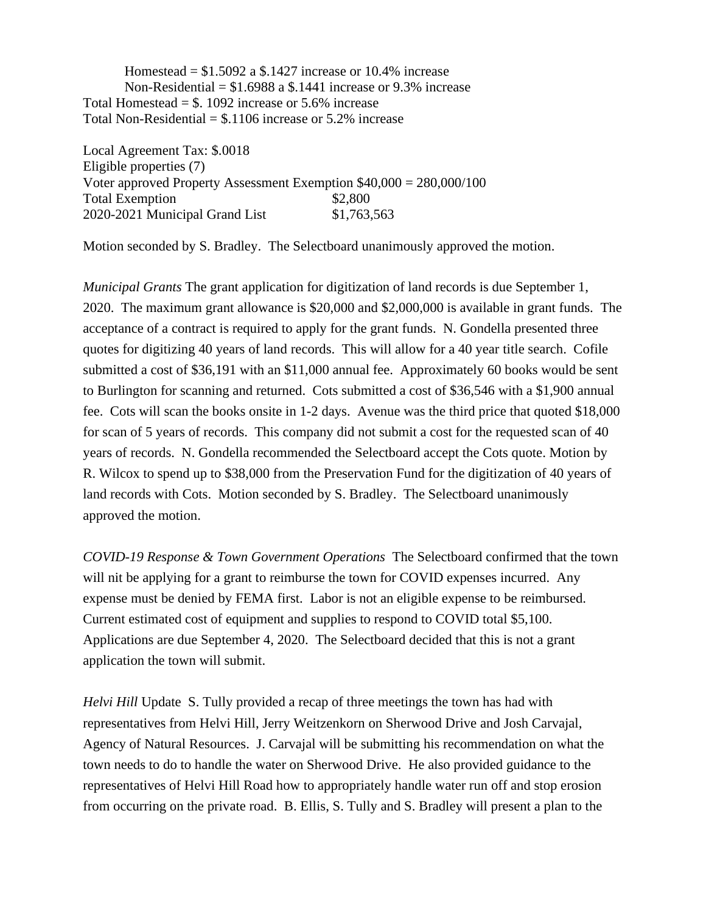Homestead = $1.5092 a $.1427 increase or 10.4% increase
Non-Residential = $1.6988 a $.1441 increase or 9.3% increase
Total Homestead = $. 1092 increase or 5.6% increase
Total Non-Residential = $.1106 increase or 5.2% increase

Local Agreement Tax: $.0018
Eligible properties (7)
Voter approved Property Assessment Exemption $40,000 = 280,000/100
Total Exemption $2,800
2020-2021 Municipal Grand List $1,763,563

Motion seconded by S. Bradley. The Selectboard unanimously approved the motion.

*Municipal Grants* The grant application for digitization of land records is due September 1, 2020. The maximum grant allowance is $20,000 and $2,000,000 is available in grant funds. The acceptance of a contract is required to apply for the grant funds. N. Gondella presented three quotes for digitizing 40 years of land records. This will allow for a 40 year title search. Cofile submitted a cost of $36,191 with an $11,000 annual fee. Approximately 60 books would be sent to Burlington for scanning and returned. Cots submitted a cost of $36,546 with a $1,900 annual fee. Cots will scan the books onsite in 1-2 days. Avenue was the third price that quoted $18,000 for scan of 5 years of records. This company did not submit a cost for the requested scan of 40 years of records. N. Gondella recommended the Selectboard accept the Cots quote. Motion by R. Wilcox to spend up to $38,000 from the Preservation Fund for the digitization of 40 years of land records with Cots. Motion seconded by S. Bradley. The Selectboard unanimously approved the motion.

*COVID-19 Response & Town Government Operations* The Selectboard confirmed that the town will nit be applying for a grant to reimburse the town for COVID expenses incurred. Any expense must be denied by FEMA first. Labor is not an eligible expense to be reimbursed. Current estimated cost of equipment and supplies to respond to COVID total $5,100. Applications are due September 4, 2020. The Selectboard decided that this is not a grant application the town will submit.

*Helvi Hill* Update S. Tully provided a recap of three meetings the town has had with representatives from Helvi Hill, Jerry Weitzenkorn on Sherwood Drive and Josh Carvajal, Agency of Natural Resources. J. Carvajal will be submitting his recommendation on what the town needs to do to handle the water on Sherwood Drive. He also provided guidance to the representatives of Helvi Hill Road how to appropriately handle water run off and stop erosion from occurring on the private road. B. Ellis, S. Tully and S. Bradley will present a plan to the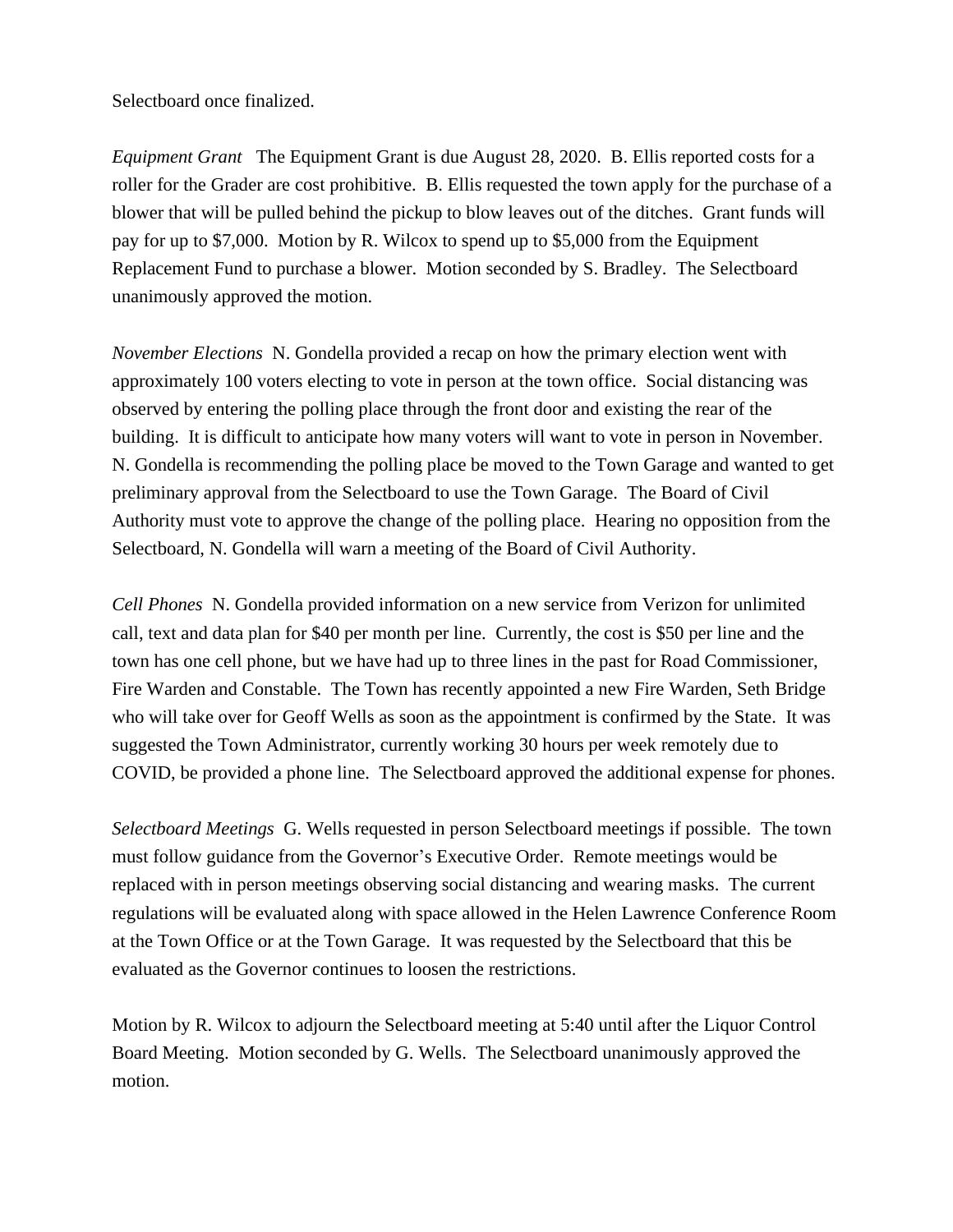Selectboard once finalized.

*Equipment Grant* The Equipment Grant is due August 28, 2020. B. Ellis reported costs for a roller for the Grader are cost prohibitive. B. Ellis requested the town apply for the purchase of a blower that will be pulled behind the pickup to blow leaves out of the ditches. Grant funds will pay for up to $7,000. Motion by R. Wilcox to spend up to $5,000 from the Equipment Replacement Fund to purchase a blower. Motion seconded by S. Bradley. The Selectboard unanimously approved the motion.

*November Elections* N. Gondella provided a recap on how the primary election went with approximately 100 voters electing to vote in person at the town office. Social distancing was observed by entering the polling place through the front door and existing the rear of the building. It is difficult to anticipate how many voters will want to vote in person in November. N. Gondella is recommending the polling place be moved to the Town Garage and wanted to get preliminary approval from the Selectboard to use the Town Garage. The Board of Civil Authority must vote to approve the change of the polling place. Hearing no opposition from the Selectboard, N. Gondella will warn a meeting of the Board of Civil Authority.

*Cell Phones* N. Gondella provided information on a new service from Verizon for unlimited call, text and data plan for $40 per month per line. Currently, the cost is $50 per line and the town has one cell phone, but we have had up to three lines in the past for Road Commissioner, Fire Warden and Constable. The Town has recently appointed a new Fire Warden, Seth Bridge who will take over for Geoff Wells as soon as the appointment is confirmed by the State. It was suggested the Town Administrator, currently working 30 hours per week remotely due to COVID, be provided a phone line. The Selectboard approved the additional expense for phones.

*Selectboard Meetings* G. Wells requested in person Selectboard meetings if possible. The town must follow guidance from the Governor's Executive Order. Remote meetings would be replaced with in person meetings observing social distancing and wearing masks. The current regulations will be evaluated along with space allowed in the Helen Lawrence Conference Room at the Town Office or at the Town Garage. It was requested by the Selectboard that this be evaluated as the Governor continues to loosen the restrictions.

Motion by R. Wilcox to adjourn the Selectboard meeting at 5:40 until after the Liquor Control Board Meeting. Motion seconded by G. Wells. The Selectboard unanimously approved the motion.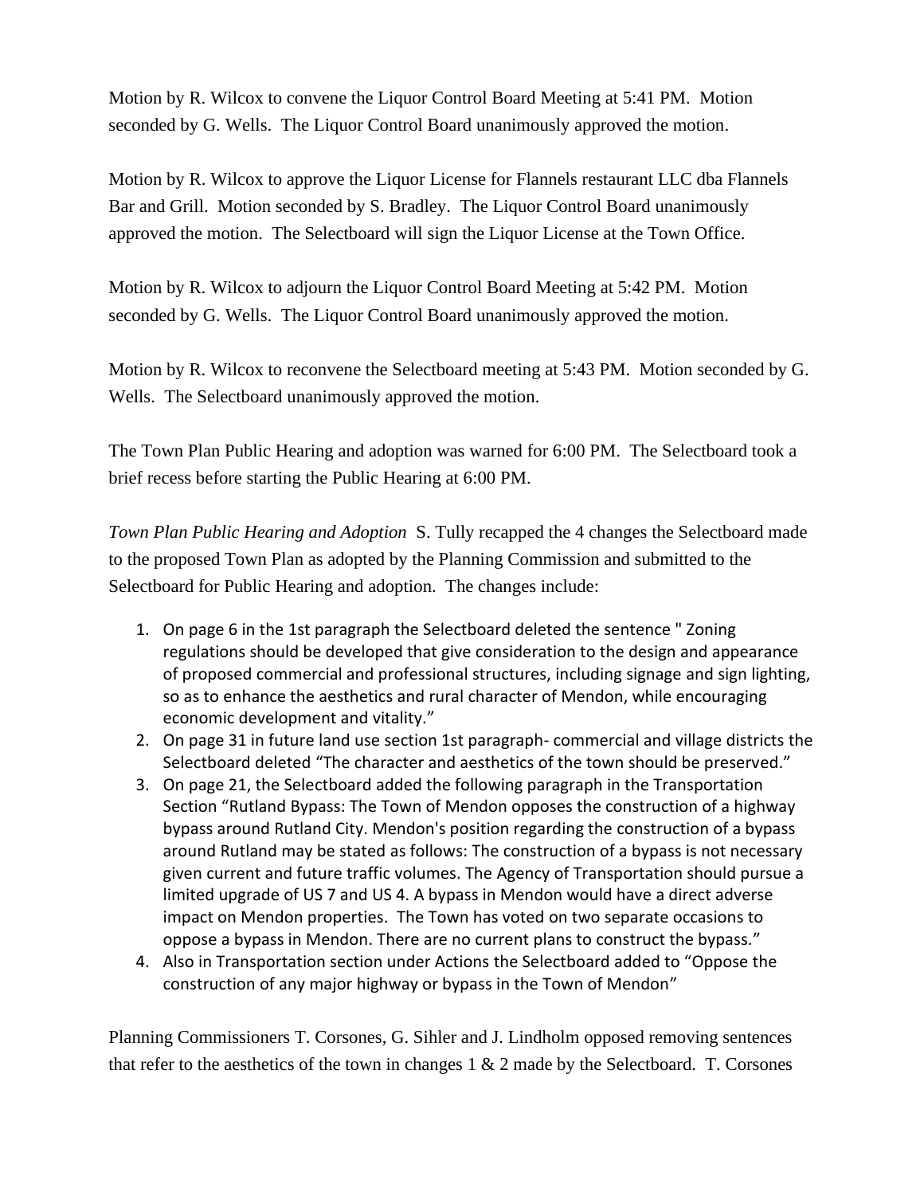Motion by R. Wilcox to convene the Liquor Control Board Meeting at 5:41 PM. Motion seconded by G. Wells. The Liquor Control Board unanimously approved the motion.

Motion by R. Wilcox to approve the Liquor License for Flannels restaurant LLC dba Flannels Bar and Grill. Motion seconded by S. Bradley. The Liquor Control Board unanimously approved the motion. The Selectboard will sign the Liquor License at the Town Office.

Motion by R. Wilcox to adjourn the Liquor Control Board Meeting at 5:42 PM. Motion seconded by G. Wells. The Liquor Control Board unanimously approved the motion.

Motion by R. Wilcox to reconvene the Selectboard meeting at 5:43 PM. Motion seconded by G. Wells. The Selectboard unanimously approved the motion.

The Town Plan Public Hearing and adoption was warned for 6:00 PM. The Selectboard took a brief recess before starting the Public Hearing at 6:00 PM.

*Town Plan Public Hearing and Adoption* S. Tully recapped the 4 changes the Selectboard made to the proposed Town Plan as adopted by the Planning Commission and submitted to the Selectboard for Public Hearing and adoption. The changes include:

1. On page 6 in the 1st paragraph the Selectboard deleted the sentence " Zoning regulations should be developed that give consideration to the design and appearance of proposed commercial and professional structures, including signage and sign lighting, so as to enhance the aesthetics and rural character of Mendon, while encouraging economic development and vitality."
2. On page 31 in future land use section 1st paragraph- commercial and village districts the Selectboard deleted "The character and aesthetics of the town should be preserved."
3. On page 21, the Selectboard added the following paragraph in the Transportation Section "Rutland Bypass: The Town of Mendon opposes the construction of a highway bypass around Rutland City. Mendon's position regarding the construction of a bypass around Rutland may be stated as follows: The construction of a bypass is not necessary given current and future traffic volumes. The Agency of Transportation should pursue a limited upgrade of US 7 and US 4. A bypass in Mendon would have a direct adverse impact on Mendon properties. The Town has voted on two separate occasions to oppose a bypass in Mendon. There are no current plans to construct the bypass."
4. Also in Transportation section under Actions the Selectboard added to "Oppose the construction of any major highway or bypass in the Town of Mendon"

Planning Commissioners T. Corsones, G. Sihler and J. Lindholm opposed removing sentences that refer to the aesthetics of the town in changes 1 & 2 made by the Selectboard. T. Corsones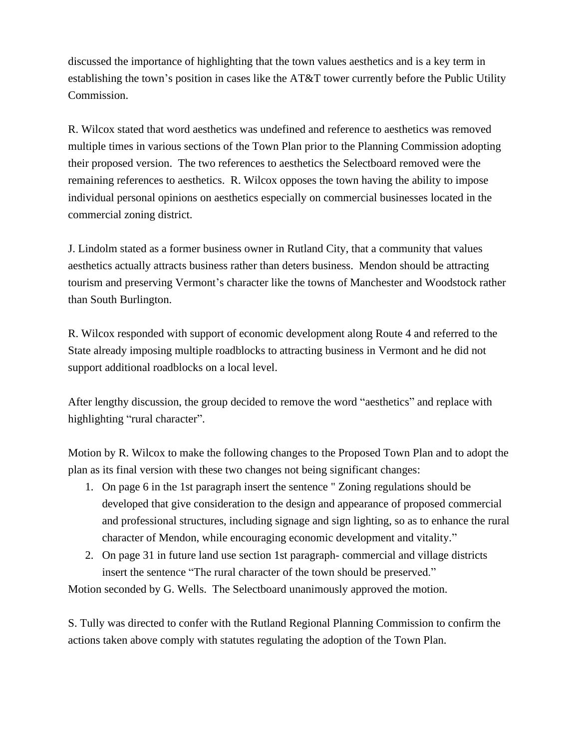discussed the importance of highlighting that the town values aesthetics and is a key term in establishing the town's position in cases like the AT&T tower currently before the Public Utility Commission.

R. Wilcox stated that word aesthetics was undefined and reference to aesthetics was removed multiple times in various sections of the Town Plan prior to the Planning Commission adopting their proposed version. The two references to aesthetics the Selectboard removed were the remaining references to aesthetics. R. Wilcox opposes the town having the ability to impose individual personal opinions on aesthetics especially on commercial businesses located in the commercial zoning district.

J. Lindolm stated as a former business owner in Rutland City, that a community that values aesthetics actually attracts business rather than deters business. Mendon should be attracting tourism and preserving Vermont's character like the towns of Manchester and Woodstock rather than South Burlington.

R. Wilcox responded with support of economic development along Route 4 and referred to the State already imposing multiple roadblocks to attracting business in Vermont and he did not support additional roadblocks on a local level.

After lengthy discussion, the group decided to remove the word "aesthetics" and replace with highlighting "rural character".

Motion by R. Wilcox to make the following changes to the Proposed Town Plan and to adopt the plan as its final version with these two changes not being significant changes:

1. On page 6 in the 1st paragraph insert the sentence " Zoning regulations should be developed that give consideration to the design and appearance of proposed commercial and professional structures, including signage and sign lighting, so as to enhance the rural character of Mendon, while encouraging economic development and vitality."
2. On page 31 in future land use section 1st paragraph- commercial and village districts insert the sentence "The rural character of the town should be preserved."

Motion seconded by G. Wells. The Selectboard unanimously approved the motion.

S. Tully was directed to confer with the Rutland Regional Planning Commission to confirm the actions taken above comply with statutes regulating the adoption of the Town Plan.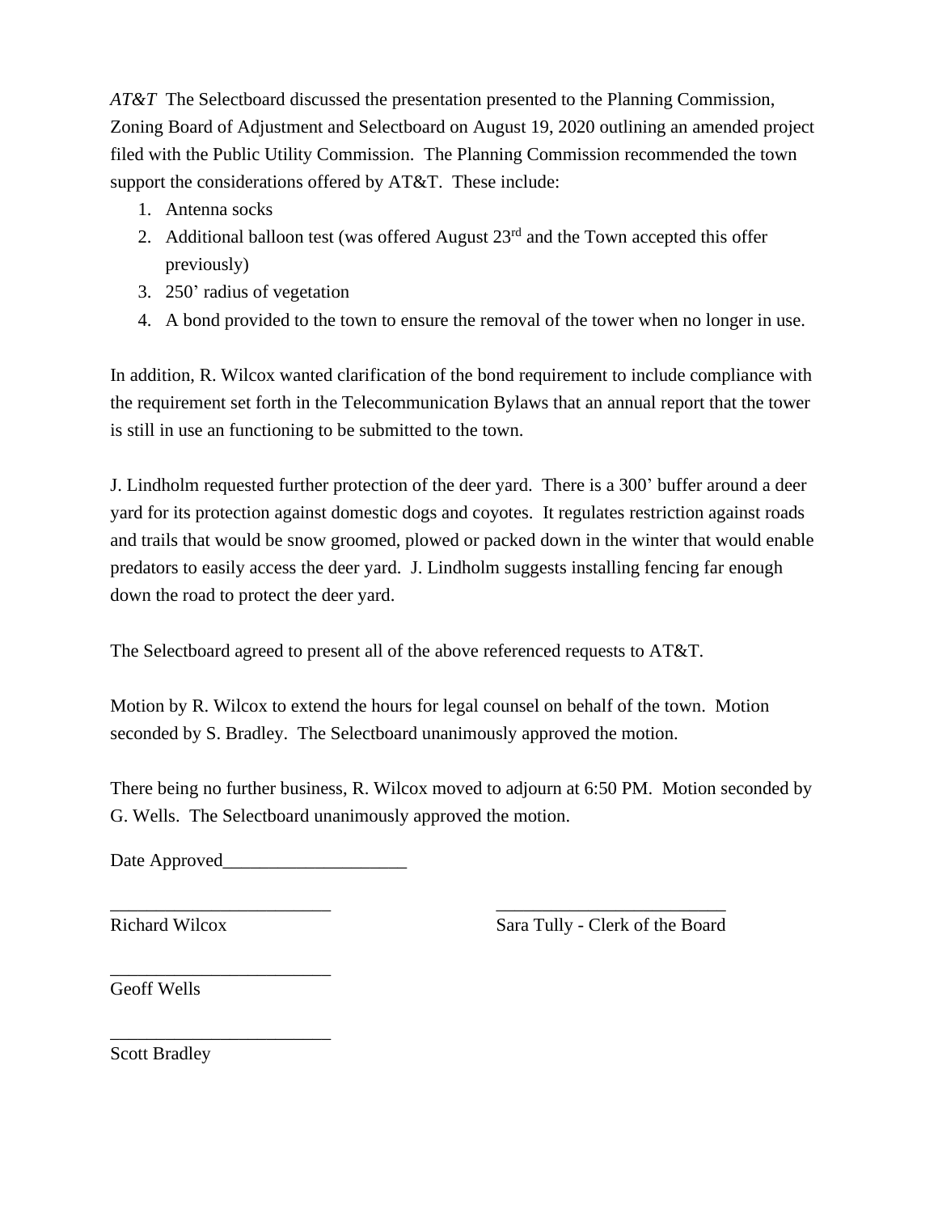*AT&T* The Selectboard discussed the presentation presented to the Planning Commission, Zoning Board of Adjustment and Selectboard on August 19, 2020 outlining an amended project filed with the Public Utility Commission. The Planning Commission recommended the town support the considerations offered by AT&T. These include:

1. Antenna socks
2. Additional balloon test (was offered August 23rd and the Town accepted this offer previously)
3. 250' radius of vegetation
4. A bond provided to the town to ensure the removal of the tower when no longer in use.

In addition, R. Wilcox wanted clarification of the bond requirement to include compliance with the requirement set forth in the Telecommunication Bylaws that an annual report that the tower is still in use an functioning to be submitted to the town.

J. Lindholm requested further protection of the deer yard. There is a 300' buffer around a deer yard for its protection against domestic dogs and coyotes. It regulates restriction against roads and trails that would be snow groomed, plowed or packed down in the winter that would enable predators to easily access the deer yard. J. Lindholm suggests installing fencing far enough down the road to protect the deer yard.

The Selectboard agreed to present all of the above referenced requests to AT&T.

Motion by R. Wilcox to extend the hours for legal counsel on behalf of the town. Motion seconded by S. Bradley. The Selectboard unanimously approved the motion.

There being no further business, R. Wilcox moved to adjourn at 6:50 PM. Motion seconded by G. Wells. The Selectboard unanimously approved the motion.

Date Approved____________________

________________________
Richard Wilcox

________________________
Sara Tully - Clerk of the Board

________________________
Geoff Wells

________________________
Scott Bradley